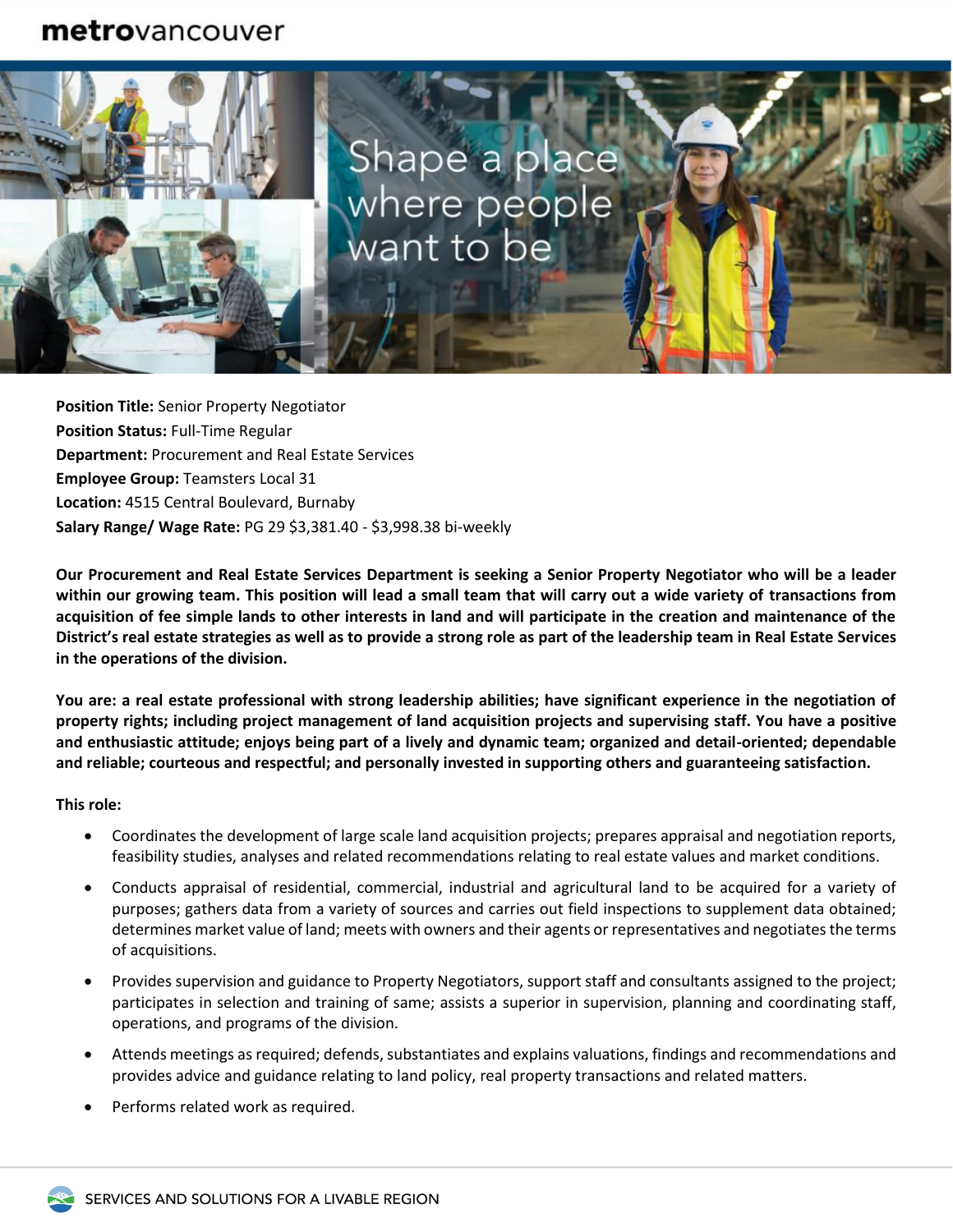**metro**vancouver

Shape a place where people want to be

**Position Title:** Senior Property Negotiator
**Position Status:** Full-Time Regular
**Department:** Procurement and Real Estate Services
**Employee Group:** Teamsters Local 31
**Location:** 4515 Central Boulevard, Burnaby
**Salary Range/ Wage Rate:** PG 29 $3,381.40 - $3,998.38 bi-weekly

**Our Procurement and Real Estate Services Department is seeking a Senior Property Negotiator who will be a leader within our growing team. This position will lead a small team that will carry out a wide variety of transactions from acquisition of fee simple lands to other interests in land and will participate in the creation and maintenance of the District's real estate strategies as well as to provide a strong role as part of the leadership team in Real Estate Services in the operations of the division.**

**You are: a real estate professional with strong leadership abilities; have significant experience in the negotiation of property rights; including project management of land acquisition projects and supervising staff. You have a positive and enthusiastic attitude; enjoys being part of a lively and dynamic team; organized and detail-oriented; dependable and reliable; courteous and respectful; and personally invested in supporting others and guaranteeing satisfaction.**

**This role:**

- Coordinates the development of large scale land acquisition projects; prepares appraisal and negotiation reports, feasibility studies, analyses and related recommendations relating to real estate values and market conditions.
- Conducts appraisal of residential, commercial, industrial and agricultural land to be acquired for a variety of purposes; gathers data from a variety of sources and carries out field inspections to supplement data obtained; determines market value of land; meets with owners and their agents or representatives and negotiates the terms of acquisitions.
- Provides supervision and guidance to Property Negotiators, support staff and consultants assigned to the project; participates in selection and training of same; assists a superior in supervision, planning and coordinating staff, operations, and programs of the division.
- Attends meetings as required; defends, substantiates and explains valuations, findings and recommendations and provides advice and guidance relating to land policy, real property transactions and related matters.
- Performs related work as required.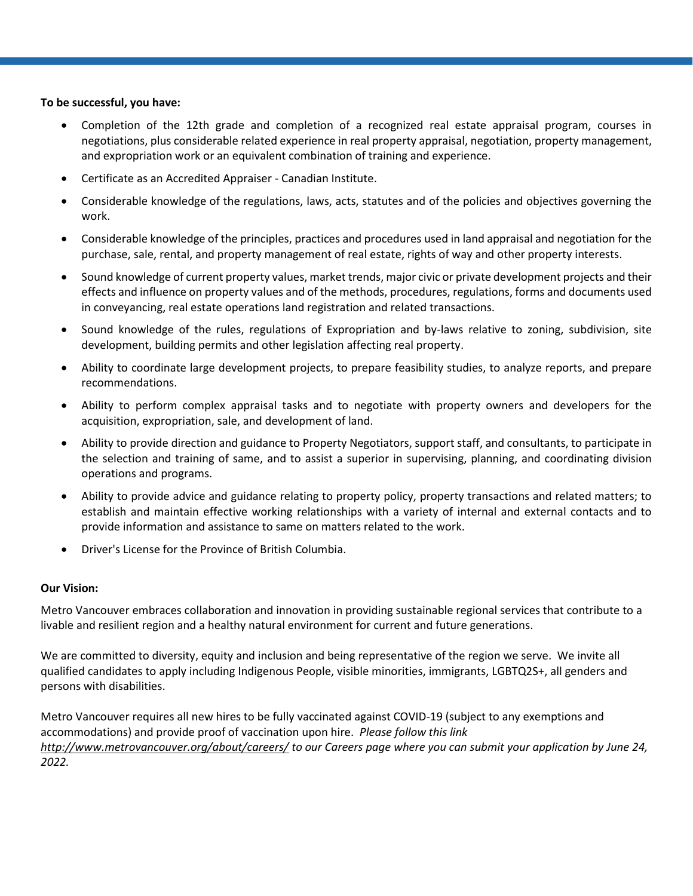**To be successful, you have:**

- Completion of the 12th grade and completion of a recognized real estate appraisal program, courses in negotiations, plus considerable related experience in real property appraisal, negotiation, property management, and expropriation work or an equivalent combination of training and experience.
- Certificate as an Accredited Appraiser - Canadian Institute.
- Considerable knowledge of the regulations, laws, acts, statutes and of the policies and objectives governing the work.
- Considerable knowledge of the principles, practices and procedures used in land appraisal and negotiation for the purchase, sale, rental, and property management of real estate, rights of way and other property interests.
- Sound knowledge of current property values, market trends, major civic or private development projects and their effects and influence on property values and of the methods, procedures, regulations, forms and documents used in conveyancing, real estate operations land registration and related transactions.
- Sound knowledge of the rules, regulations of Expropriation and by-laws relative to zoning, subdivision, site development, building permits and other legislation affecting real property.
- Ability to coordinate large development projects, to prepare feasibility studies, to analyze reports, and prepare recommendations.
- Ability to perform complex appraisal tasks and to negotiate with property owners and developers for the acquisition, expropriation, sale, and development of land.
- Ability to provide direction and guidance to Property Negotiators, support staff, and consultants, to participate in the selection and training of same, and to assist a superior in supervising, planning, and coordinating division operations and programs.
- Ability to provide advice and guidance relating to property policy, property transactions and related matters; to establish and maintain effective working relationships with a variety of internal and external contacts and to provide information and assistance to same on matters related to the work.
- Driver's License for the Province of British Columbia.

**Our Vision:**

Metro Vancouver embraces collaboration and innovation in providing sustainable regional services that contribute to a livable and resilient region and a healthy natural environment for current and future generations.

We are committed to diversity, equity and inclusion and being representative of the region we serve. We invite all qualified candidates to apply including Indigenous People, visible minorities, immigrants, LGBTQ2S+, all genders and persons with disabilities.

Metro Vancouver requires all new hires to be fully vaccinated against COVID-19 (subject to any exemptions and accommodations) and provide proof of vaccination upon hire. *Please follow this link http://www.metrovancouver.org/about/careers/ to our Careers page where you can submit your application by June 24, 2022.*